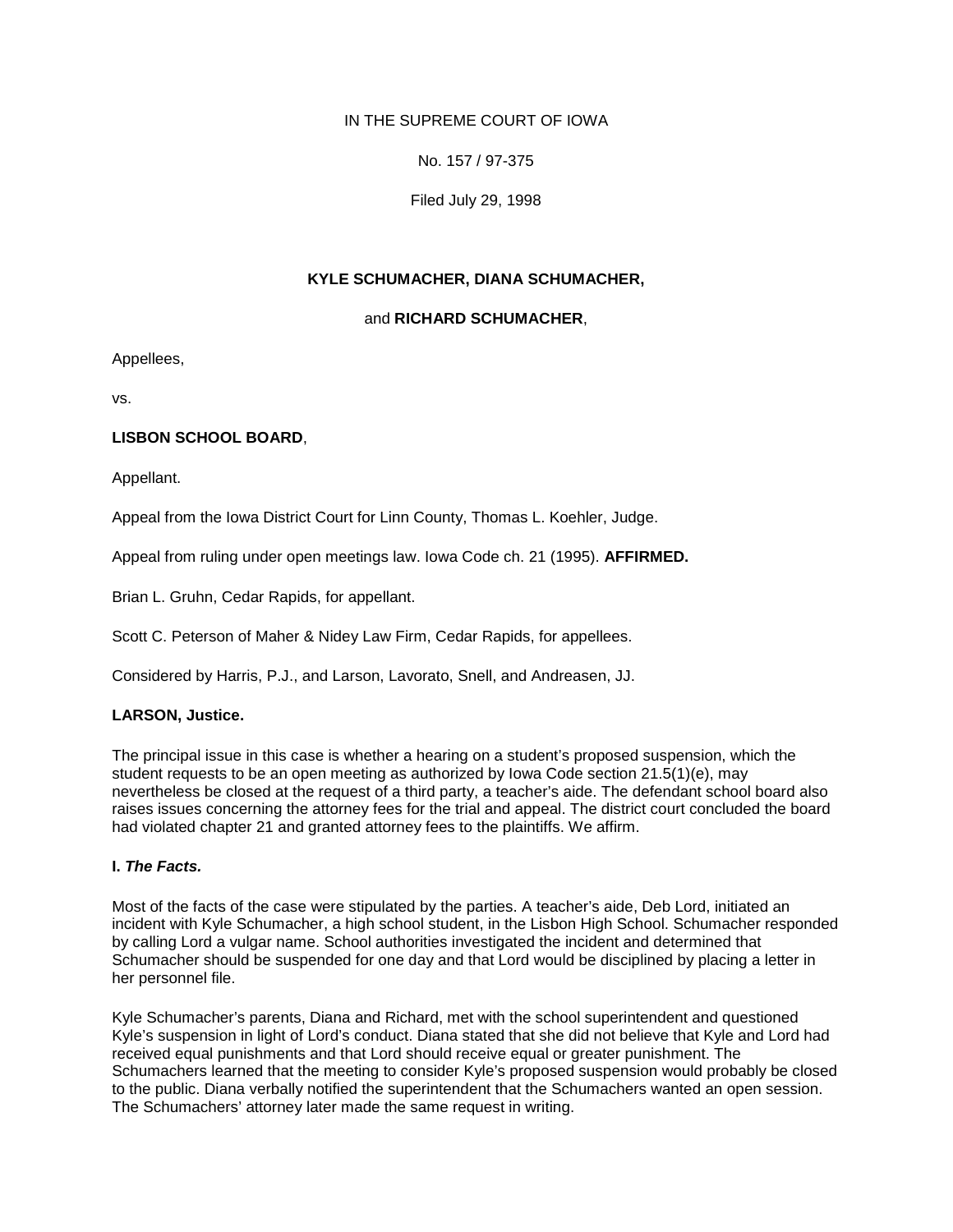IN THE SUPREME COURT OF IOWA

No. 157 / 97-375

Filed July 29, 1998

**KYLE SCHUMACHER, DIANA SCHUMACHER,**

and **RICHARD SCHUMACHER**,

Appellees,

vs.

**LISBON SCHOOL BOARD**,

Appellant.

Appeal from the Iowa District Court for Linn County, Thomas L. Koehler, Judge.

Appeal from ruling under open meetings law. Iowa Code ch. 21 (1995). **AFFIRMED.**

Brian L. Gruhn, Cedar Rapids, for appellant.

Scott C. Peterson of Maher & Nidey Law Firm, Cedar Rapids, for appellees.

Considered by Harris, P.J., and Larson, Lavorato, Snell, and Andreasen, JJ.

**LARSON, Justice.**

The principal issue in this case is whether a hearing on a student's proposed suspension, which the student requests to be an open meeting as authorized by Iowa Code section 21.5(1)(e), may nevertheless be closed at the request of a third party, a teacher's aide. The defendant school board also raises issues concerning the attorney fees for the trial and appeal. The district court concluded the board had violated chapter 21 and granted attorney fees to the plaintiffs. We affirm.

**I. *The Facts.***

Most of the facts of the case were stipulated by the parties. A teacher's aide, Deb Lord, initiated an incident with Kyle Schumacher, a high school student, in the Lisbon High School. Schumacher responded by calling Lord a vulgar name. School authorities investigated the incident and determined that Schumacher should be suspended for one day and that Lord would be disciplined by placing a letter in her personnel file.

Kyle Schumacher's parents, Diana and Richard, met with the school superintendent and questioned Kyle's suspension in light of Lord's conduct. Diana stated that she did not believe that Kyle and Lord had received equal punishments and that Lord should receive equal or greater punishment. The Schumachers learned that the meeting to consider Kyle's proposed suspension would probably be closed to the public. Diana verbally notified the superintendent that the Schumachers wanted an open session. The Schumachers' attorney later made the same request in writing.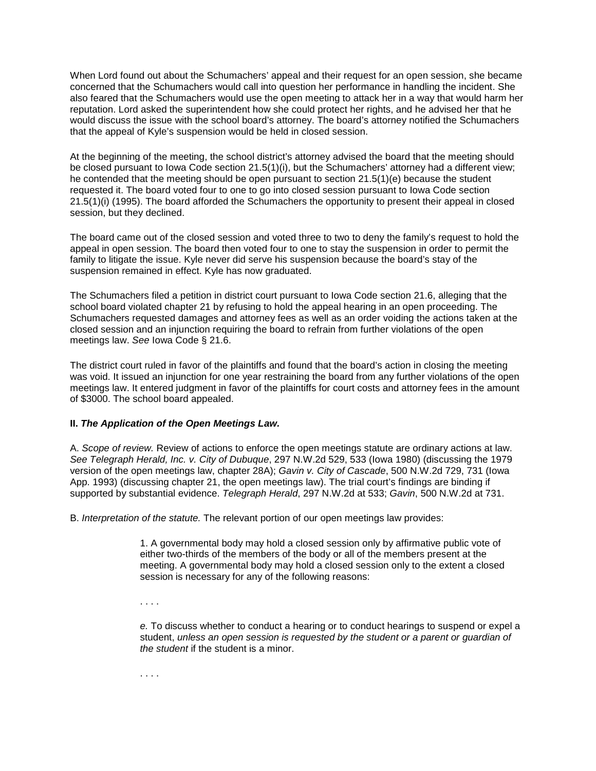When Lord found out about the Schumachers' appeal and their request for an open session, she became concerned that the Schumachers would call into question her performance in handling the incident. She also feared that the Schumachers would use the open meeting to attack her in a way that would harm her reputation. Lord asked the superintendent how she could protect her rights, and he advised her that he would discuss the issue with the school board's attorney. The board's attorney notified the Schumachers that the appeal of Kyle's suspension would be held in closed session.

At the beginning of the meeting, the school district's attorney advised the board that the meeting should be closed pursuant to Iowa Code section 21.5(1)(i), but the Schumachers' attorney had a different view; he contended that the meeting should be open pursuant to section 21.5(1)(e) because the student requested it. The board voted four to one to go into closed session pursuant to Iowa Code section 21.5(1)(i) (1995). The board afforded the Schumachers the opportunity to present their appeal in closed session, but they declined.

The board came out of the closed session and voted three to two to deny the family's request to hold the appeal in open session. The board then voted four to one to stay the suspension in order to permit the family to litigate the issue. Kyle never did serve his suspension because the board's stay of the suspension remained in effect. Kyle has now graduated.

The Schumachers filed a petition in district court pursuant to Iowa Code section 21.6, alleging that the school board violated chapter 21 by refusing to hold the appeal hearing in an open proceeding. The Schumachers requested damages and attorney fees as well as an order voiding the actions taken at the closed session and an injunction requiring the board to refrain from further violations of the open meetings law. *See* Iowa Code § 21.6.

The district court ruled in favor of the plaintiffs and found that the board's action in closing the meeting was void. It issued an injunction for one year restraining the board from any further violations of the open meetings law. It entered judgment in favor of the plaintiffs for court costs and attorney fees in the amount of $3000. The school board appealed.

**II. *The Application of the Open Meetings Law.***

A. *Scope of review.* Review of actions to enforce the open meetings statute are ordinary actions at law. *See Telegraph Herald, Inc. v. City of Dubuque*, 297 N.W.2d 529, 533 (Iowa 1980) (discussing the 1979 version of the open meetings law, chapter 28A); *Gavin v. City of Cascade*, 500 N.W.2d 729, 731 (Iowa App. 1993) (discussing chapter 21, the open meetings law). The trial court's findings are binding if supported by substantial evidence. *Telegraph Herald*, 297 N.W.2d at 533; *Gavin*, 500 N.W.2d at 731.

B. *Interpretation of the statute.* The relevant portion of our open meetings law provides:

> 1. A governmental body may hold a closed session only by affirmative public vote of either two-thirds of the members of the body or all of the members present at the meeting. A governmental body may hold a closed session only to the extent a closed session is necessary for any of the following reasons:
>
> . . . .
>
> *e.* To discuss whether to conduct a hearing or to conduct hearings to suspend or expel a student, *unless an open session is requested by the student or a parent or guardian of the student* if the student is a minor.
>
> . . . .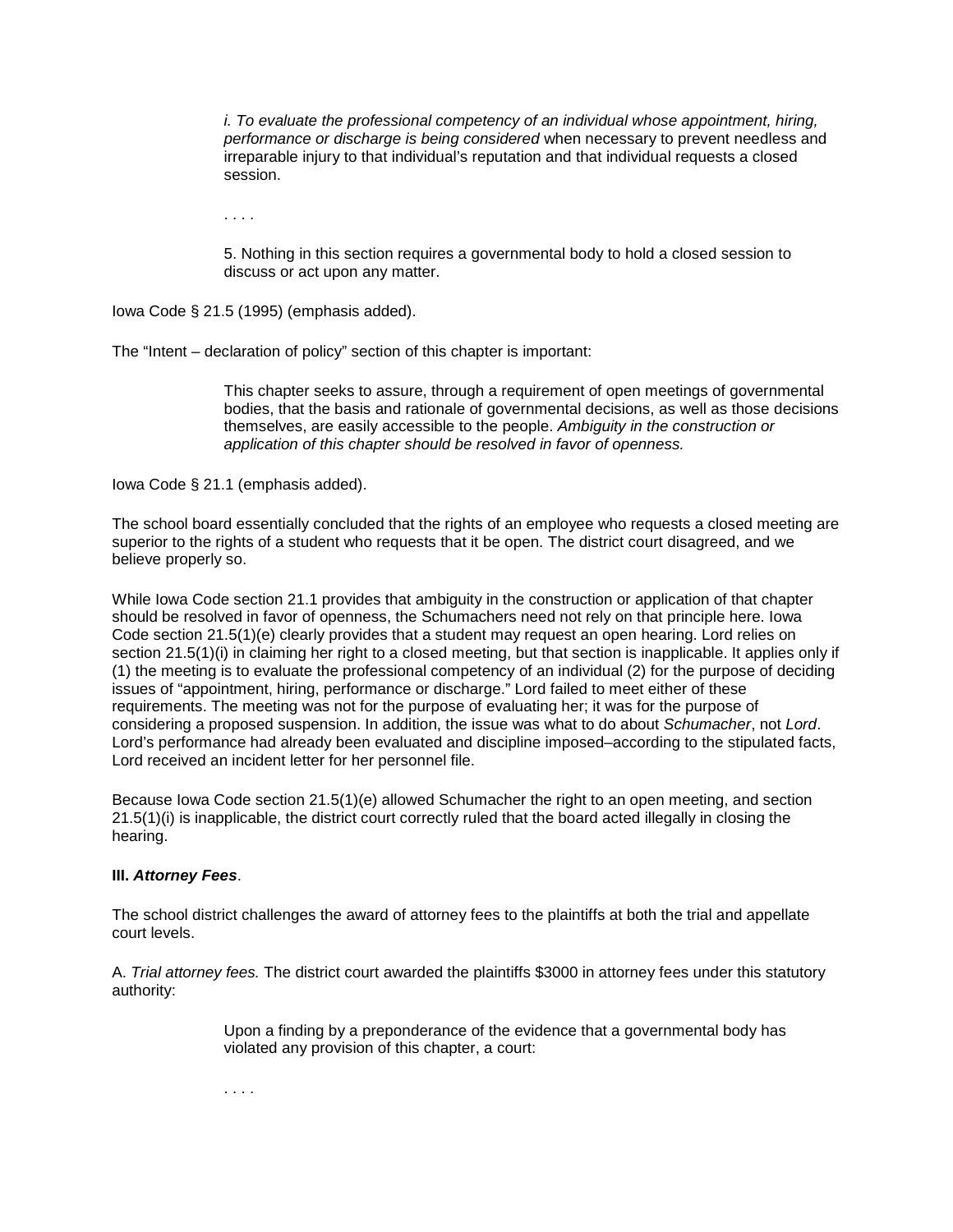> *i. To evaluate the professional competency of an individual whose appointment, hiring, performance or discharge is being considered* when necessary to prevent needless and irreparable injury to that individual's reputation and that individual requests a closed session.
>
> . . . .
>
> 5. Nothing in this section requires a governmental body to hold a closed session to discuss or act upon any matter.

Iowa Code § 21.5 (1995) (emphasis added).

The "Intent – declaration of policy" section of this chapter is important:

> This chapter seeks to assure, through a requirement of open meetings of governmental bodies, that the basis and rationale of governmental decisions, as well as those decisions themselves, are easily accessible to the people. *Ambiguity in the construction or application of this chapter should be resolved in favor of openness.*

Iowa Code § 21.1 (emphasis added).

The school board essentially concluded that the rights of an employee who requests a closed meeting are superior to the rights of a student who requests that it be open. The district court disagreed, and we believe properly so.

While Iowa Code section 21.1 provides that ambiguity in the construction or application of that chapter should be resolved in favor of openness, the Schumachers need not rely on that principle here. Iowa Code section 21.5(1)(e) clearly provides that a student may request an open hearing. Lord relies on section 21.5(1)(i) in claiming her right to a closed meeting, but that section is inapplicable. It applies only if (1) the meeting is to evaluate the professional competency of an individual (2) for the purpose of deciding issues of "appointment, hiring, performance or discharge." Lord failed to meet either of these requirements. The meeting was not for the purpose of evaluating her; it was for the purpose of considering a proposed suspension. In addition, the issue was what to do about *Schumacher*, not *Lord*. Lord's performance had already been evaluated and discipline imposed–according to the stipulated facts, Lord received an incident letter for her personnel file.

Because Iowa Code section 21.5(1)(e) allowed Schumacher the right to an open meeting, and section 21.5(1)(i) is inapplicable, the district court correctly ruled that the board acted illegally in closing the hearing.

**III. *Attorney Fees*.**

The school district challenges the award of attorney fees to the plaintiffs at both the trial and appellate court levels.

A. *Trial attorney fees.* The district court awarded the plaintiffs $3000 in attorney fees under this statutory authority:

> Upon a finding by a preponderance of the evidence that a governmental body has violated any provision of this chapter, a court:
>
> . . . .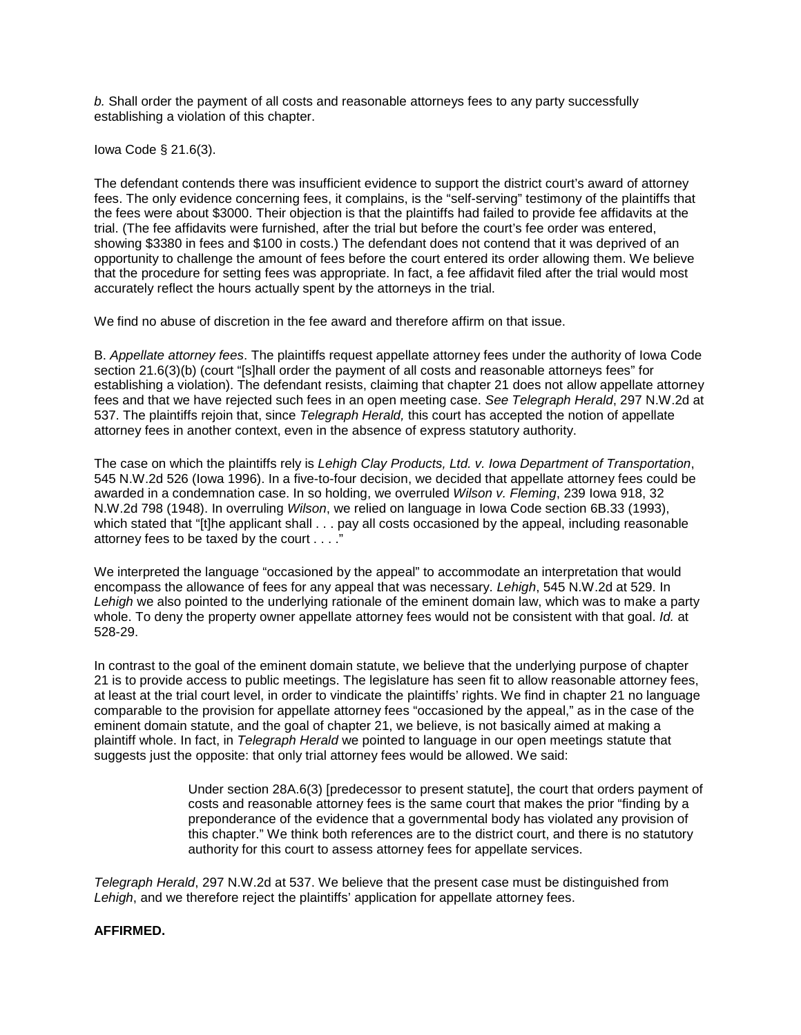*b.* Shall order the payment of all costs and reasonable attorneys fees to any party successfully establishing a violation of this chapter.

Iowa Code § 21.6(3).

The defendant contends there was insufficient evidence to support the district court's award of attorney fees. The only evidence concerning fees, it complains, is the "self-serving" testimony of the plaintiffs that the fees were about $3000. Their objection is that the plaintiffs had failed to provide fee affidavits at the trial. (The fee affidavits were furnished, after the trial but before the court's fee order was entered, showing $3380 in fees and $100 in costs.) The defendant does not contend that it was deprived of an opportunity to challenge the amount of fees before the court entered its order allowing them. We believe that the procedure for setting fees was appropriate. In fact, a fee affidavit filed after the trial would most accurately reflect the hours actually spent by the attorneys in the trial.

We find no abuse of discretion in the fee award and therefore affirm on that issue.

B. *Appellate attorney fees*. The plaintiffs request appellate attorney fees under the authority of Iowa Code section 21.6(3)(b) (court "[s]hall order the payment of all costs and reasonable attorneys fees" for establishing a violation). The defendant resists, claiming that chapter 21 does not allow appellate attorney fees and that we have rejected such fees in an open meeting case. *See Telegraph Herald*, 297 N.W.2d at 537. The plaintiffs rejoin that, since *Telegraph Herald,* this court has accepted the notion of appellate attorney fees in another context, even in the absence of express statutory authority.

The case on which the plaintiffs rely is *Lehigh Clay Products, Ltd. v. Iowa Department of Transportation*, 545 N.W.2d 526 (Iowa 1996). In a five-to-four decision, we decided that appellate attorney fees could be awarded in a condemnation case. In so holding, we overruled *Wilson v. Fleming*, 239 Iowa 918, 32 N.W.2d 798 (1948). In overruling *Wilson*, we relied on language in Iowa Code section 6B.33 (1993), which stated that "[t]he applicant shall . . . pay all costs occasioned by the appeal, including reasonable attorney fees to be taxed by the court . . . ."

We interpreted the language "occasioned by the appeal" to accommodate an interpretation that would encompass the allowance of fees for any appeal that was necessary. *Lehigh*, 545 N.W.2d at 529. In *Lehigh* we also pointed to the underlying rationale of the eminent domain law, which was to make a party whole. To deny the property owner appellate attorney fees would not be consistent with that goal. *Id.* at 528-29.

In contrast to the goal of the eminent domain statute, we believe that the underlying purpose of chapter 21 is to provide access to public meetings. The legislature has seen fit to allow reasonable attorney fees, at least at the trial court level, in order to vindicate the plaintiffs' rights. We find in chapter 21 no language comparable to the provision for appellate attorney fees "occasioned by the appeal," as in the case of the eminent domain statute, and the goal of chapter 21, we believe, is not basically aimed at making a plaintiff whole. In fact, in *Telegraph Herald* we pointed to language in our open meetings statute that suggests just the opposite: that only trial attorney fees would be allowed. We said:

> Under section 28A.6(3) [predecessor to present statute], the court that orders payment of costs and reasonable attorney fees is the same court that makes the prior "finding by a preponderance of the evidence that a governmental body has violated any provision of this chapter." We think both references are to the district court, and there is no statutory authority for this court to assess attorney fees for appellate services.

*Telegraph Herald*, 297 N.W.2d at 537. We believe that the present case must be distinguished from *Lehigh*, and we therefore reject the plaintiffs' application for appellate attorney fees.

**AFFIRMED.**